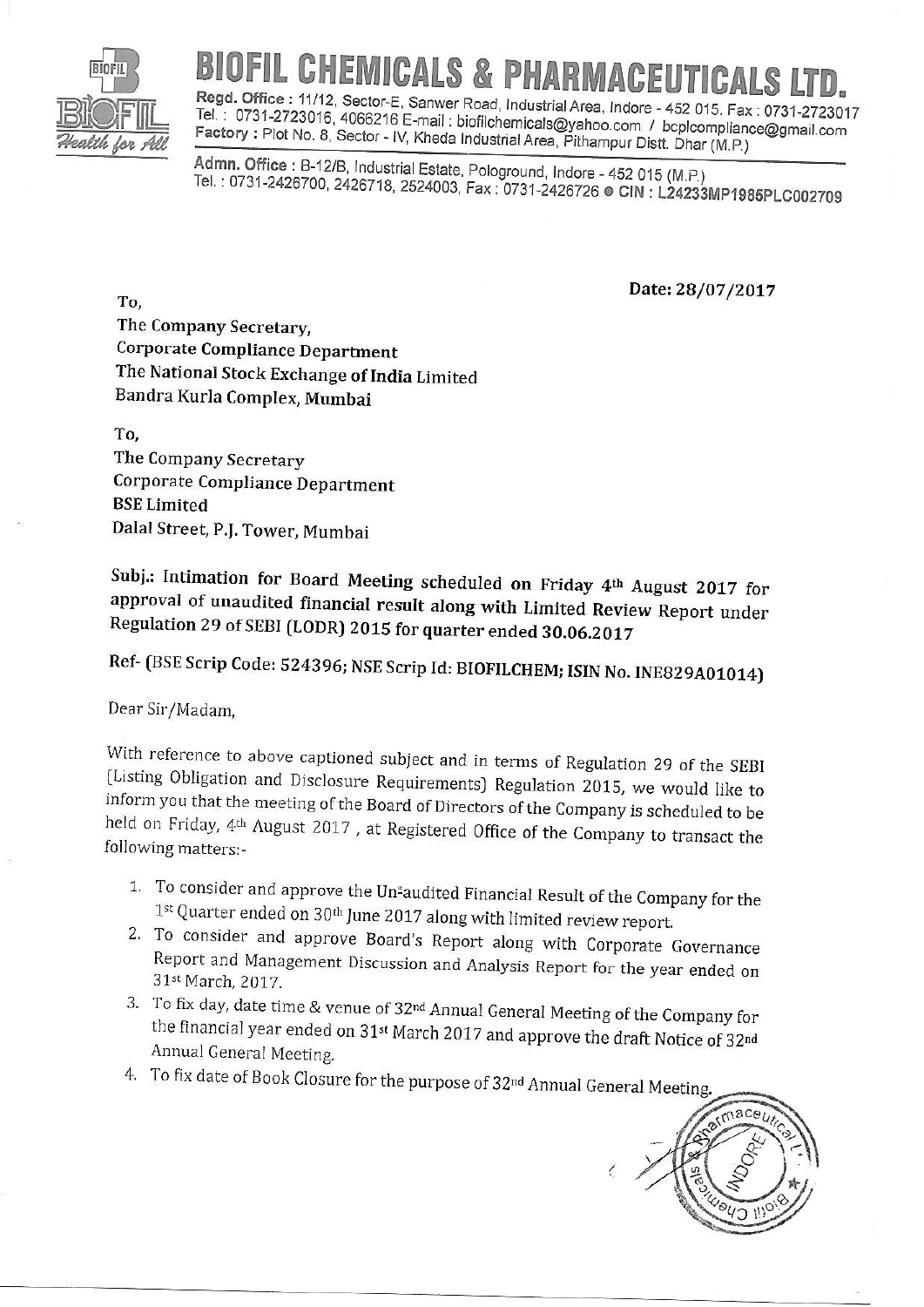# BIOFIL CHEMICALS & PHARMACEUTICALS LTD.

**Regd. Office :** 11/12, Sector-E, Sanwer Road, Industrial Area, Indore - 452 015. Fax : 0731-2723017
Tel. : 0731-2723016, 4066216 E-mail : biofilchemicals@yahoo.com / bcplcompliance@gmail.com
**Factory :** Plot No. 8, Sector - IV, Kheda Industrial Area, Pithampur Distt. Dhar (M.P.)

**Admn. Office :** B-12/B, Industrial Estate, Pologround, Indore - 452 015 (M.P.)
Tel. : 0731-2426700, 2426718, 2524003, Fax : 0731-2426726 ● CIN : L24233MP1985PLC002709

**Date: 28/07/2017**

To,
**The Company Secretary,**
**Corporate Compliance Department**
**The National Stock Exchange of India Limited**
**Bandra Kurla Complex, Mumbai**

To,
**The Company Secretary**
**Corporate Compliance Department**
**BSE Limited**
**Dalal Street, P.J. Tower, Mumbai**

**Subj.: Intimation for Board Meeting scheduled on Friday 4th August 2017 for approval of unaudited financial result along with Limited Review Report under Regulation 29 of SEBI (LODR) 2015 for quarter ended 30.06.2017**

**Ref- (BSE Scrip Code: 524396; NSE Scrip Id: BIOFILCHEM; ISIN No. INE829A01014)**

Dear Sir/Madam,

With reference to above captioned subject and in terms of Regulation 29 of the SEBI (Listing Obligation and Disclosure Requirements) Regulation 2015, we would like to inform you that the meeting of the Board of Directors of the Company is scheduled to be held on Friday, 4th August 2017 , at Registered Office of the Company to transact the following matters:-

1. To consider and approve the Un-audited Financial Result of the Company for the 1st Quarter ended on 30th June 2017 along with limited review report.
2. To consider and approve Board's Report along with Corporate Governance Report and Management Discussion and Analysis Report for the year ended on 31st March, 2017.
3. To fix day, date time & venue of 32nd Annual General Meeting of the Company for the financial year ended on 31st March 2017 and approve the draft Notice of 32nd Annual General Meeting.
4. To fix date of Book Closure for the purpose of 32nd Annual General Meeting.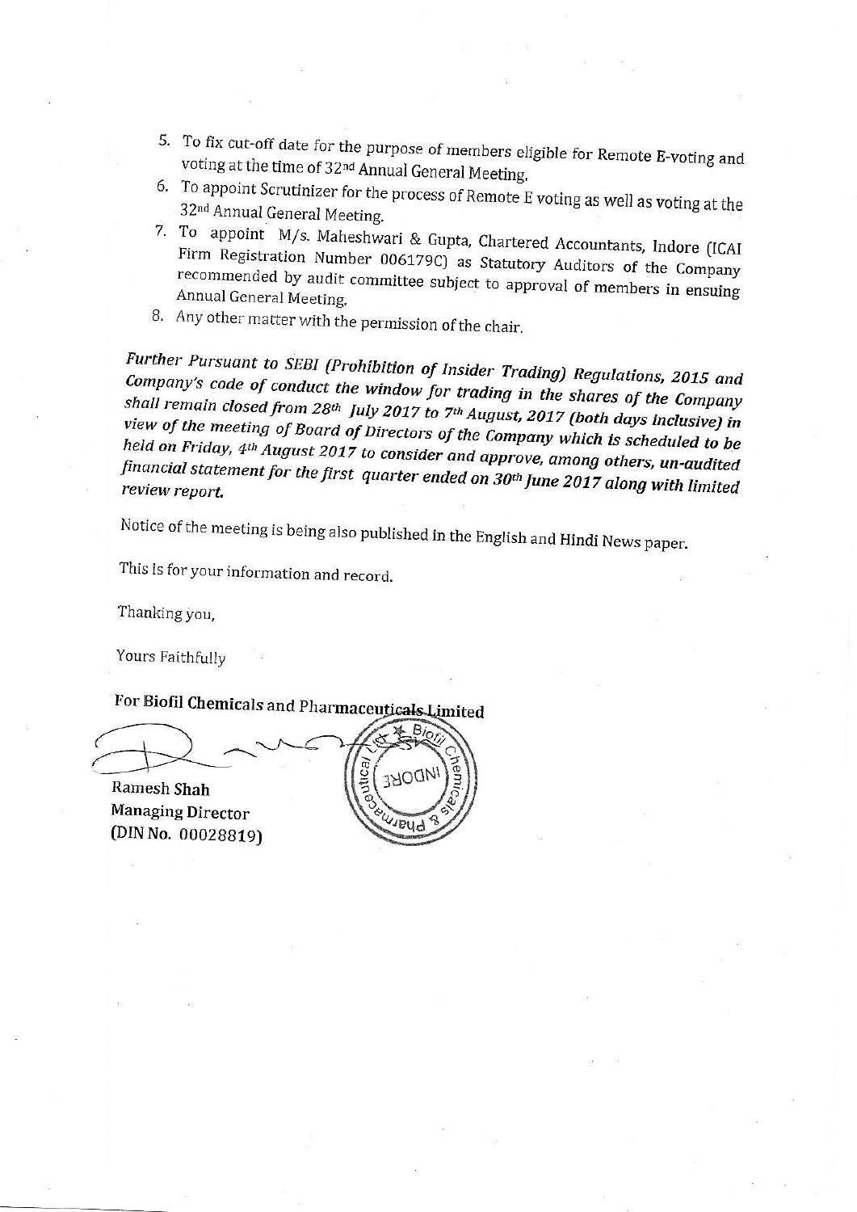5. To fix cut-off date for the purpose of members eligible for Remote E-voting and voting at the time of 32nd Annual General Meeting.
6. To appoint Scrutinizer for the process of Remote E voting as well as voting at the 32nd Annual General Meeting.
7. To appoint M/s. Maheshwari & Gupta, Chartered Accountants, Indore (ICAI Firm Registration Number 006179C) as Statutory Auditors of the Company recommended by audit committee subject to approval of members in ensuing Annual General Meeting.
8. Any other matter with the permission of the chair.

***Further Pursuant to SEBI (Prohibition of Insider Trading) Regulations, 2015 and Company's code of conduct the window for trading in the shares of the Company shall remain closed from 28th July 2017 to 7th August, 2017 (both days inclusive) in view of the meeting of Board of Directors of the Company which is scheduled to be held on Friday, 4th August 2017 to consider and approve, among others, un-audited financial statement for the first quarter ended on 30th June 2017 along with limited review report.***

Notice of the meeting is being also published in the English and Hindi News paper.

This is for your information and record.

Thanking you,

Yours Faithfully

**For Biofil Chemicals and Pharmaceuticals Limited**

**Ramesh Shah**
**Managing Director**
**(DIN No. 00028819)**